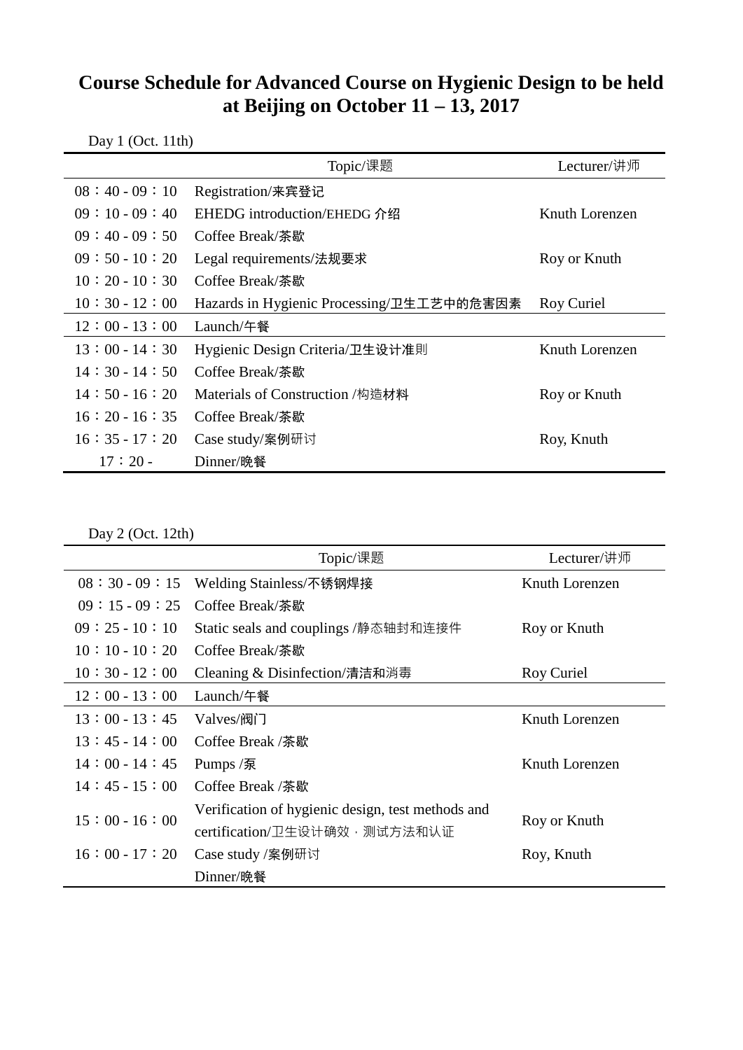# Course Schedule for Advanced Course on Hygienic Design to be held at Beijing on October 11 – 13, 2017

Day 1 (Oct. 11th)

| | Topic/课题 | Lecturer/讲师 |
|---|---|---|
| 08：40 - 09：10 | Registration/来宾登记 | |
| 09：10 - 09：40 | EHEDG introduction/EHEDG 介绍 | Knuth Lorenzen |
| 09：40 - 09：50 | Coffee Break/茶歇 | |
| 09：50 - 10：20 | Legal requirements/法规要求 | Roy or Knuth |
| 10：20 - 10：30 | Coffee Break/茶歇 | |
| 10：30 - 12：00 | Hazards in Hygienic Processing/卫生工艺中的危害因素 | Roy Curiel |
| 12：00 - 13：00 | Launch/午餐 | |
| 13：00 - 14：30 | Hygienic Design Criteria/卫生设计准则 | Knuth Lorenzen |
| 14：30 - 14：50 | Coffee Break/茶歇 | |
| 14：50 - 16：20 | Materials of Construction /构造材料 | Roy or Knuth |
| 16：20 - 16：35 | Coffee Break/茶歇 | |
| 16：35 - 17：20 | Case study/案例研讨 | Roy, Knuth |
| 17：20 - | Dinner/晚餐 | |

Day 2 (Oct. 12th)

| | Topic/课题 | Lecturer/讲师 |
|---|---|---|
| 08：30 - 09：15 | Welding Stainless/不锈钢焊接 | Knuth Lorenzen |
| 09：15 - 09：25 | Coffee Break/茶歇 | |
| 09：25 - 10：10 | Static seals and couplings /静态轴封和连接件 | Roy or Knuth |
| 10：10 - 10：20 | Coffee Break/茶歇 | |
| 10：30 - 12：00 | Cleaning & Disinfection/清洁和消毒 | Roy Curiel |
| 12：00 - 13：00 | Launch/午餐 | |
| 13：00 - 13：45 | Valves/阀门 | Knuth Lorenzen |
| 13：45 - 14：00 | Coffee Break /茶歇 | |
| 14：00 - 14：45 | Pumps /泵 | Knuth Lorenzen |
| 14：45 - 15：00 | Coffee Break /茶歇 | |
| 15：00 - 16：00 | Verification of hygienic design, test methods and certification/卫生设计确效，测试方法和认证 | Roy or Knuth |
| 16：00 - 17：20 | Case study /案例研讨 | Roy, Knuth |
| | Dinner/晚餐 | |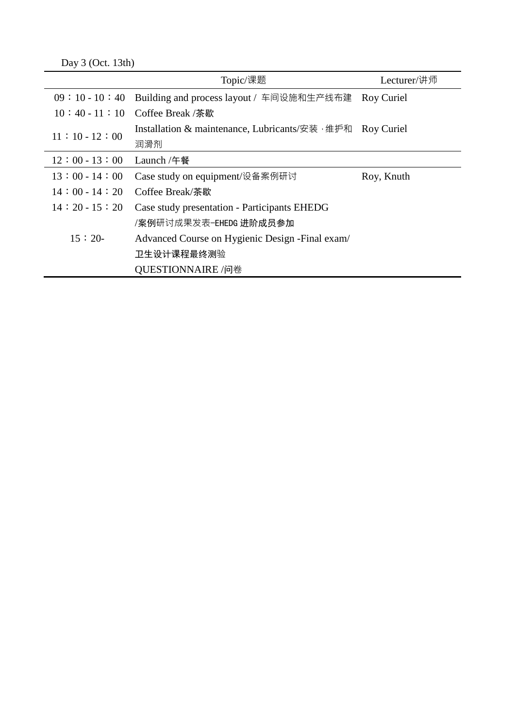Day 3 (Oct. 13th)

| | Topic/课题 | Lecturer/讲师 |
|---|---|---|
| 09：10 - 10：40 | Building and process layout / 车间设施和生产线布建 | Roy Curiel |
| 10：40 - 11：10 | Coffee Break /茶歇 | |
| 11：10 - 12：00 | Installation & maintenance, Lubricants/安装·维护和润滑剂 | Roy Curiel |
| 12：00 - 13：00 | Launch /午餐 | |
| 13：00 - 14：00 | Case study on equipment/设备案例研讨 | Roy, Knuth |
| 14：00 - 14：20 | Coffee Break/茶歇 | |
| 14：20 - 15：20 | Case study presentation - Participants EHEDG /案例研讨成果发表-EHEDG 进阶成员参加 | |
| 15：20- | Advanced Course on Hygienic Design -Final exam/ 卫生设计课程最终测验<br>QUESTIONNAIRE /问卷 | |